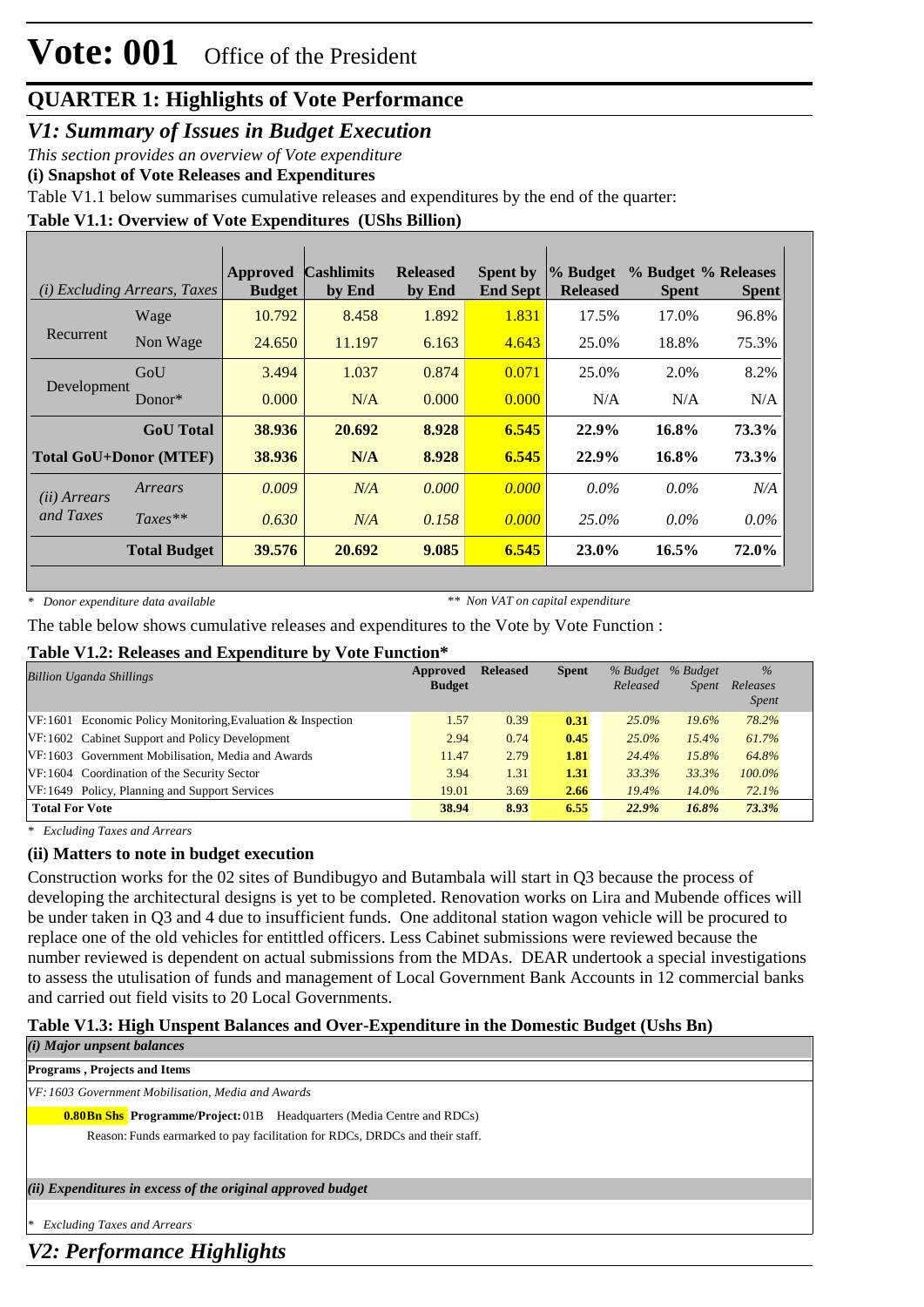# Vote: 001 Office of the President

## QUARTER 1: Highlights of Vote Performance

### *V1: Summary of Issues in Budget Execution*

*This section provides an overview of Vote expenditure*

**(i) Snapshot of Vote Releases and Expenditures**

Table V1.1 below summarises cumulative releases and expenditures by the end of the quarter:

**Table V1.1: Overview of Vote Expenditures (UShs Billion)**

| *(i) Excluding Arrears, Taxes* | | Approved Budget | Cashlimits by End | Released by End | Spent by End Sept | % Budget Released | % Budget Spent | % Releases Spent |
|---|---|---|---|---|---|---|---|---|
| Recurrent | Wage | 10.792 | 8.458 | 1.892 | 1.831 | 17.5% | 17.0% | 96.8% |
| | Non Wage | 24.650 | 11.197 | 6.163 | 4.643 | 25.0% | 18.8% | 75.3% |
| Development | GoU | 3.494 | 1.037 | 0.874 | 0.071 | 25.0% | 2.0% | 8.2% |
| | Donor* | 0.000 | N/A | 0.000 | 0.000 | N/A | N/A | N/A |
| | **GoU Total** | **38.936** | **20.692** | **8.928** | **6.545** | **22.9%** | **16.8%** | **73.3%** |
| **Total GoU+Donor (MTEF)** | | **38.936** | **N/A** | **8.928** | **6.545** | **22.9%** | **16.8%** | **73.3%** |
| *(ii) Arrears and Taxes* | *Arrears* | *0.009* | *N/A* | *0.000* | *0.000* | *0.0%* | *0.0%* | *N/A* |
| | *Taxes*** | *0.630* | *N/A* | *0.158* | *0.000* | *25.0%* | *0.0%* | *0.0%* |
| | **Total Budget** | **39.576** | **20.692** | **9.085** | **6.545** | **23.0%** | **16.5%** | **72.0%** |

*\* Donor expenditure data available* &nbsp;&nbsp;&nbsp;&nbsp; *** Non VAT on capital expenditure*

The table below shows cumulative releases and expenditures to the Vote by Vote Function :

**Table V1.2: Releases and Expenditure by Vote Function***

| *Billion Uganda Shillings* | Approved Budget | Released | Spent | *% Budget Released* | *% Budget Spent* | *% Releases Spent* |
|---|---|---|---|---|---|---|
| VF:1601 Economic Policy Monitoring,Evaluation & Inspection | 1.57 | 0.39 | **0.31** | *25.0%* | *19.6%* | *78.2%* |
| VF:1602 Cabinet Support and Policy Development | 2.94 | 0.74 | **0.45** | *25.0%* | *15.4%* | *61.7%* |
| VF:1603 Government Mobilisation, Media and Awards | 11.47 | 2.79 | **1.81** | *24.4%* | *15.8%* | *64.8%* |
| VF:1604 Coordination of the Security Sector | 3.94 | 1.31 | **1.31** | *33.3%* | *33.3%* | *100.0%* |
| VF:1649 Policy, Planning and Support Services | 19.01 | 3.69 | **2.66** | *19.4%* | *14.0%* | *72.1%* |
| **Total For Vote** | **38.94** | **8.93** | **6.55** | ***22.9%*** | ***16.8%*** | ***73.3%*** |

*\* Excluding Taxes and Arrears*

**(ii) Matters to note in budget execution**

Construction works for the 02 sites of Bundibugyo and Butambala will start in Q3 because the process of developing the architectural designs is yet to be completed. Renovation works on Lira and Mubende offices will be under taken in Q3 and 4 due to insufficient funds. One additonal station wagon vehicle will be procured to replace one of the old vehicles for entittled officers. Less Cabinet submissions were reviewed because the number reviewed is dependent on actual submissions from the MDAs. DEAR undertook a special investigations to assess the utulisation of funds and management of Local Government Bank Accounts in 12 commercial banks and carried out field visits to 20 Local Governments.

**Table V1.3: High Unspent Balances and Over-Expenditure in the Domestic Budget (Ushs Bn)**

***(i) Major unpsent balances***

**Programs , Projects and Items**

*VF: 1603 Government Mobilisation, Media and Awards*

**0.80Bn Shs** **Programme/Project:** 01B Headquarters (Media Centre and RDCs)

Reason: Funds earmarked to pay facilitation for RDCs, DRDCs and their staff.

***(ii) Expenditures in excess of the original approved budget***

*\* Excluding Taxes and Arrears*

### *V2: Performance Highlights*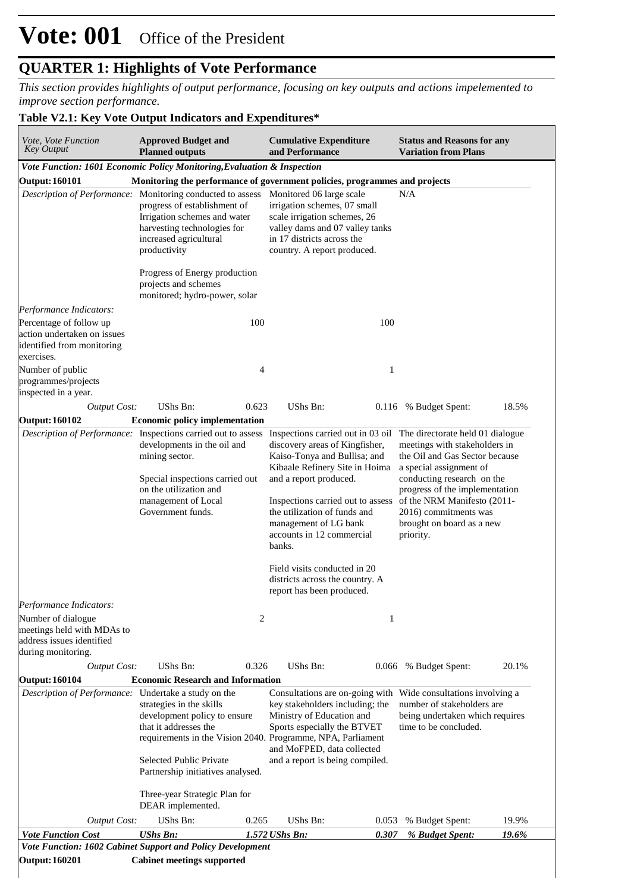# Vote: 001 Office of the President

## QUARTER 1: Highlights of Vote Performance

*This section provides highlights of output performance, focusing on key outputs and actions impelemented to improve section performance.*

**Table V2.1: Key Vote Output Indicators and Expenditures***

| *Vote, Vote Function Key Output* | **Approved Budget and Planned outputs** | | **Cumulative Expenditure and Performance** | | **Status and Reasons for any Variation from Plans** | |
|---|---|---|---|---|---|---|
| ***Vote Function: 1601 Economic Policy Monitoring,Evaluation & Inspection*** | | | | | | |
| **Output: 160101** | **Monitoring the performance of government policies, programmes and projects** | | | | | |
| *Description of Performance:* | Monitoring conducted to assess progress of establishment of Irrigation schemes and water harvesting technologies for increased agricultural productivity<br><br>Progress of Energy production projects and schemes monitored; hydro-power, solar | | Monitored 06 large scale irrigation schemes, 07 small scale irrigation schemes, 26 valley dams and 07 valley tanks in 17 districts across the country. A report produced. | | N/A | |
| *Performance Indicators:* | | | | | | |
| Percentage of follow up action undertaken on issues identified from monitoring exercises. | | 100 | | 100 | | |
| Number of public programmes/projects inspected in a year. | | 4 | | 1 | | |
| *Output Cost:* | UShs Bn: | 0.623 | UShs Bn: | 0.116 | % Budget Spent: | 18.5% |
| **Output: 160102** | **Economic policy implementation** | | | | | |
| *Description of Performance:* | Inspections carried out to assess developments in the oil and mining sector.<br><br>Special inspections carried out on the utilization and management of Local Government funds. | | Inspections carried out in 03 oil discovery areas of Kingfisher, Kaiso-Tonya and Bullisa; and Kibaale Refinery Site in Hoima and a report produced.<br><br>Inspections carried out to assess the utilization of funds and management of LG bank accounts in 12 commercial banks.<br><br>Field visits conducted in 20 districts across the country. A report has been produced. | | The directorate held 01 dialogue meetings with stakeholders in the Oil and Gas Sector because a special assignment of conducting research on the progress of the implementation of the NRM Manifesto (2011-2016) commitments was brought on board as a new priority. | |
| *Performance Indicators:* | | | | | | |
| Number of dialogue meetings held with MDAs to address issues identified during monitoring. | | 2 | | 1 | | |
| *Output Cost:* | UShs Bn: | 0.326 | UShs Bn: | 0.066 | % Budget Spent: | 20.1% |
| **Output: 160104** | **Economic Research and Information** | | | | | |
| *Description of Performance:* | Undertake a study on the strategies in the skills development policy to ensure that it addresses the requirements in the Vision 2040.<br><br>Selected Public Private Partnership initiatives analysed.<br><br>Three-year Strategic Plan for DEAR implemented. | | Consultations are on-going with key stakeholders including; the Ministry of Education and Sports especially the BTVET Programme, NPA, Parliament and MoFPED, data collected and a report is being compiled. | | Wide consultations involving a number of stakeholders are being undertaken which requires time to be concluded. | |
| *Output Cost:* | UShs Bn: | 0.265 | UShs Bn: | 0.053 | % Budget Spent: | 19.9% |
| ***Vote Function Cost*** | ***UShs Bn:*** | ***1.572*** | ***UShs Bn:*** | ***0.307*** | ***% Budget Spent:*** | ***19.6%*** |
| ***Vote Function: 1602 Cabinet Support and Policy Development*** | | | | | | |
| **Output: 160201** | **Cabinet meetings supported** | | | | | |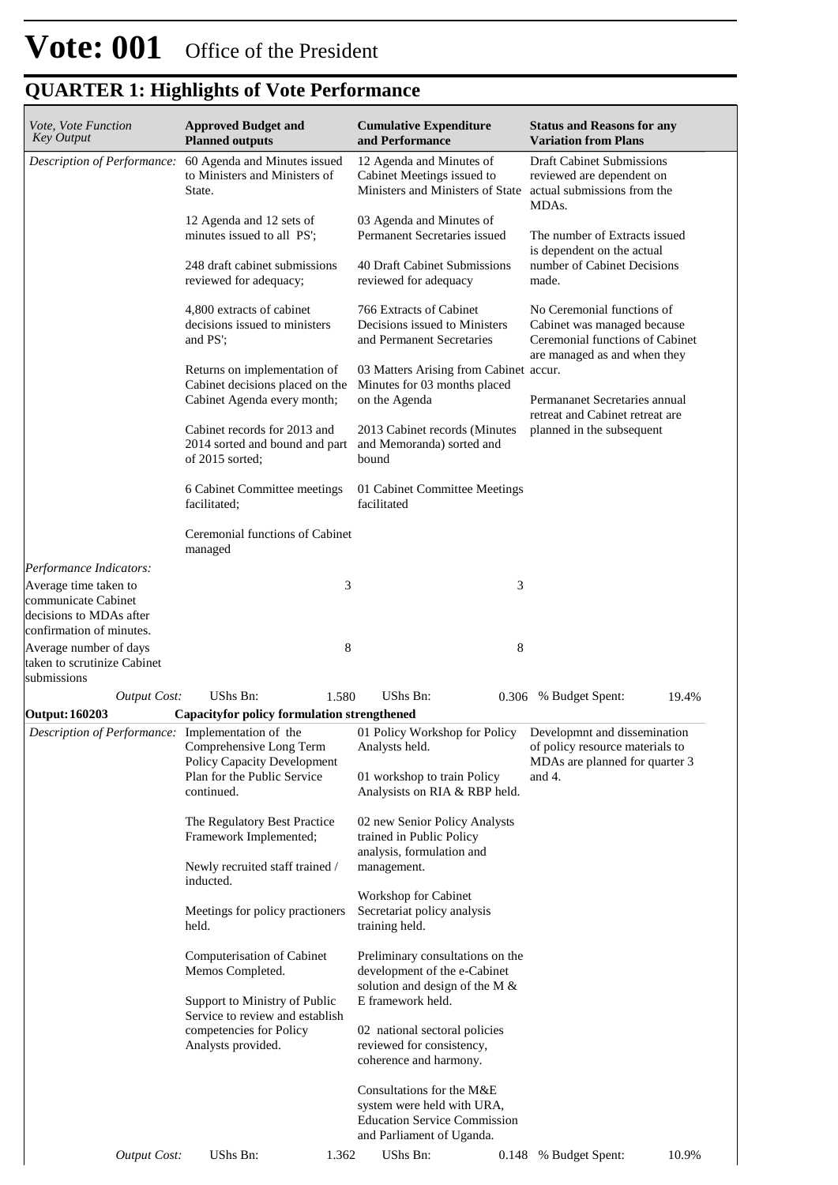# Vote: 001 Office of the President

## QUARTER 1: Highlights of Vote Performance

| *Vote, Vote Function Key Output* | **Approved Budget and Planned outputs** | **Cumulative Expenditure and Performance** | **Status and Reasons for any Variation from Plans** |
|---|---|---|---|
| *Description of Performance:* | 60 Agenda and Minutes issued to Ministers and Ministers of State.<br><br>12 Agenda and 12 sets of minutes issued to all PS';<br><br>248 draft cabinet submissions reviewed for adequacy;<br><br>4,800 extracts of cabinet decisions issued to ministers and PS';<br><br>Returns on implementation of Cabinet decisions placed on the Cabinet Agenda every month;<br><br>Cabinet records for 2013 and 2014 sorted and bound and part of 2015 sorted;<br><br>6 Cabinet Committee meetings facilitated;<br><br>Ceremonial functions of Cabinet managed | 12 Agenda and Minutes of Cabinet Meetings issued to Ministers and Ministers of State<br><br>03 Agenda and Minutes of Permanent Secretaries issued<br><br>40 Draft Cabinet Submissions reviewed for adequacy<br><br>766 Extracts of Cabinet Decisions issued to Ministers and Permanent Secretaries<br><br>03 Matters Arising from Cabinet Minutes for 03 months placed on the Agenda<br><br>2013 Cabinet records (Minutes and Memoranda) sorted and bound<br><br>01 Cabinet Committee Meetings facilitated | Draft Cabinet Submissions reviewed are dependent on actual submissions from the MDAs.<br><br>The number of Extracts issued is dependent on the actual number of Cabinet Decisions made.<br><br>No Ceremonial functions of Cabinet was managed because Ceremonial functions of Cabinet are managed as and when they accur.<br><br>Permananet Secretaries annual retreat and Cabinet retreat are planned in the subsequent |
| *Performance Indicators:* | | | |
| Average time taken to communicate Cabinet decisions to MDAs after confirmation of minutes. | 3 | 3 | |
| Average number of days taken to scrutinize Cabinet submissions | 8 | 8 | |
| *Output Cost:* | UShs Bn: 1.580 | UShs Bn: 0.306 | % Budget Spent: 19.4% |
| **Output: 160203** | **Capacityfor policy formulation strengthened** | | |
| *Description of Performance:* | Implementation of the Comprehensive Long Term Policy Capacity Development Plan for the Public Service continued.<br><br>The Regulatory Best Practice Framework Implemented;<br><br>Newly recruited staff trained / inducted.<br><br>Meetings for policy practioners held.<br><br>Computerisation of Cabinet Memos Completed.<br><br>Support to Ministry of Public Service to review and establish competencies for Policy Analysts provided. | 01 Policy Workshop for Policy Analysts held.<br><br>01 workshop to train Policy Analysists on RIA & RBP held.<br><br>02 new Senior Policy Analysts trained in Public Policy analysis, formulation and management.<br><br>Workshop for Cabinet Secretariat policy analysis training held.<br><br>Preliminary consultations on the development of the e-Cabinet solution and design of the M & E framework held.<br><br>02 national sectoral policies reviewed for consistency, coherence and harmony.<br><br>Consultations for the M&E system were held with URA, Education Service Commission and Parliament of Uganda. | Developmnt and dissemination of policy resource materials to MDAs are planned for quarter 3 and 4. |
| *Output Cost:* | UShs Bn: 1.362 | UShs Bn: 0.148 | % Budget Spent: 10.9% |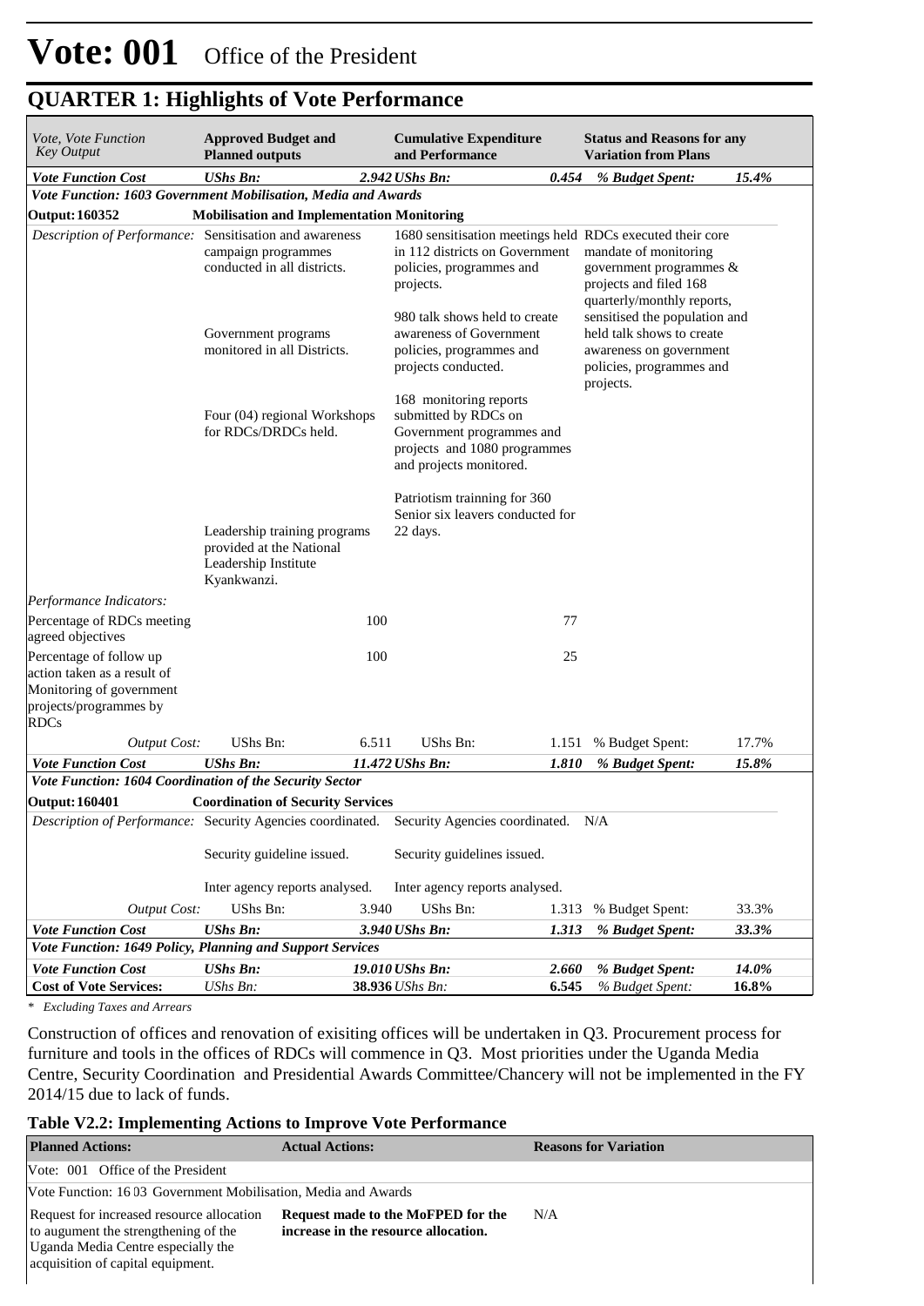# Vote: 001 Office of the President

## QUARTER 1: Highlights of Vote Performance

| *Vote, Vote Function Key Output* | **Approved Budget and Planned outputs** | | **Cumulative Expenditure and Performance** | | **Status and Reasons for any Variation from Plans** | |
|---|---|---|---|---|---|---|
| ***Vote Function Cost*** | ***UShs Bn:*** | ***2.942*** | ***UShs Bn:*** | ***0.454*** | ***% Budget Spent:*** | ***15.4%*** |
| ***Vote Function: 1603 Government Mobilisation, Media and Awards*** | | | | | | |
| **Output: 160352** | **Mobilisation and Implementation Monitoring** | | | | | |
| *Description of Performance:* | Sensitisation and awareness campaign programmes conducted in all districts.<br><br>Government programs monitored in all Districts.<br><br>Four (04) regional Workshops for RDCs/DRDCs held.<br><br>Leadership training programs provided at the National Leadership Institute Kyankwanzi. | | 1680 sensitisation meetings held in 112 districts on Government policies, programmes and projects.<br><br>980 talk shows held to create awareness of Government policies, programmes and projects conducted.<br><br>168 monitoring reports submitted by RDCs on Government programmes and projects and 1080 programmes and projects monitored.<br><br>Patriotism trainning for 360 Senior six leavers conducted for 22 days. | | RDCs executed their core mandate of monitoring government programmes & projects and filed 168 quarterly/monthly reports, sensitised the population and held talk shows to create awareness on government policies, programmes and projects. | |
| *Performance Indicators:* | | | | | | |
| Percentage of RDCs meeting agreed objectives | | 100 | | 77 | | |
| Percentage of follow up action taken as a result of Monitoring of government projects/programmes by RDCs | | 100 | | 25 | | |
| *Output Cost:* | UShs Bn: | 6.511 | UShs Bn: | 1.151 | % Budget Spent: | 17.7% |
| ***Vote Function Cost*** | ***UShs Bn:*** | ***11.472*** | ***UShs Bn:*** | ***1.810*** | ***% Budget Spent:*** | ***15.8%*** |
| ***Vote Function: 1604 Coordination of the Security Sector*** | | | | | | |
| **Output: 160401** | **Coordination of Security Services** | | | | | |
| *Description of Performance:* | Security Agencies coordinated.<br><br>Security guideline issued.<br><br>Inter agency reports analysed. | | Security Agencies coordinated.<br><br>Security guidelines issued.<br><br>Inter agency reports analysed. | | N/A | |
| *Output Cost:* | UShs Bn: | 3.940 | UShs Bn: | 1.313 | % Budget Spent: | 33.3% |
| ***Vote Function Cost*** | ***UShs Bn:*** | ***3.940*** | ***UShs Bn:*** | ***1.313*** | ***% Budget Spent:*** | ***33.3%*** |
| ***Vote Function: 1649 Policy, Planning and Support Services*** | | | | | | |
| ***Vote Function Cost*** | ***UShs Bn:*** | ***19.010*** | ***UShs Bn:*** | ***2.660*** | ***% Budget Spent:*** | ***14.0%*** |
| **Cost of Vote Services:** | *UShs Bn:* | **38.936** | *UShs Bn:* | **6.545** | *% Budget Spent:* | **16.8%** |

*\* Excluding Taxes and Arrears*

Construction of offices and renovation of exisiting offices will be undertaken in Q3. Procurement process for furniture and tools in the offices of RDCs will commence in Q3. Most priorities under the Uganda Media Centre, Security Coordination and Presidential Awards Committee/Chancery will not be implemented in the FY 2014/15 due to lack of funds.

### Table V2.2: Implementing Actions to Improve Vote Performance

| **Planned Actions:** | **Actual Actions:** | **Reasons for Variation** |
|---|---|---|
| Vote: 001 Office of the President | | |
| Vote Function: 16 03 Government Mobilisation, Media and Awards | | |
| Request for increased resource allocation to augument the strengthening of the Uganda Media Centre especially the acquisition of capital equipment. | **Request made to the MoFPED for the increase in the resource allocation.** | N/A |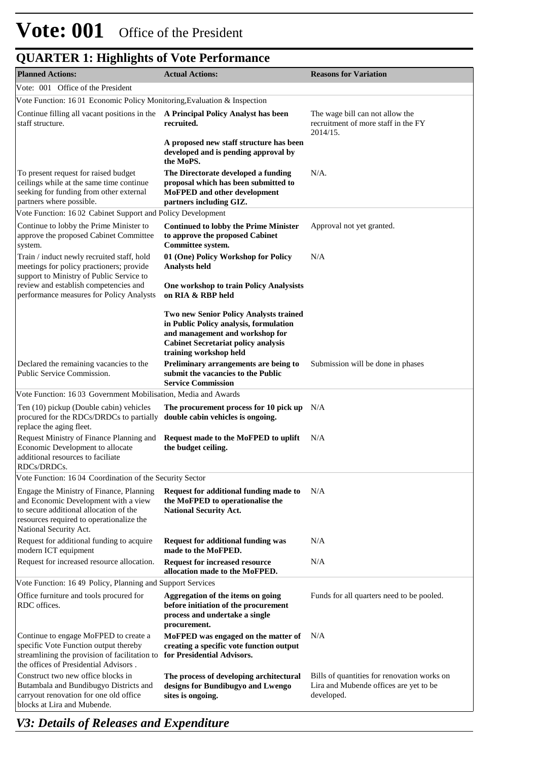# Vote: 001 Office of the President

## QUARTER 1: Highlights of Vote Performance

| Planned Actions: | Actual Actions: | Reasons for Variation |
|---|---|---|
| Vote: 001 Office of the President | | |
| Vote Function: 16 01 Economic Policy Monitoring,Evaluation & Inspection | | |
| Continue filling all vacant positions in the staff structure. | **A Principal Policy Analyst has been recruited.**<br><br>**A proposed new staff structure has been developed and is pending approval by the MoPS.** | The wage bill can not allow the recruitment of more staff in the FY 2014/15. |
| To present request for raised budget ceilings while at the same time continue seeking for funding from other external partners where possible. | **The Directorate developed a funding proposal which has been submitted to MoFPED and other development partners including GIZ.** | N/A. |
| Vote Function: 16 02 Cabinet Support and Policy Development | | |
| Continue to lobby the Prime Minister to approve the proposed Cabinet Committee system. | **Continued to lobby the Prime Minister to approve the proposed Cabinet Committee system.** | Approval not yet granted. |
| Train / induct newly recruited staff, hold meetings for policy practioners; provide support to Ministry of Public Service to review and establish competencies and performance measures for Policy Analysts | **01 (One) Policy Workshop for Policy Analysts held**<br><br>**One workshop to train Policy Analysists on RIA & RBP held**<br><br>**Two new Senior Policy Analysts trained in Public Policy analysis, formulation and management and workshop for Cabinet Secretariat policy analysis training workshop held** | N/A |
| Declared the remaining vacancies to the Public Service Commission. | **Preliminary arrangements are being to submit the vacancies to the Public Service Commission** | Submission will be done in phases |
| Vote Function: 16 03 Government Mobilisation, Media and Awards | | |
| Ten (10) pickup (Double cabin) vehicles procured for the RDCs/DRDCs to partially replace the aging fleet. | **The procurement process for 10 pick up double cabin vehicles is ongoing.** | N/A |
| Request Ministry of Finance Planning and Economic Development to allocate additional resources to faciliate RDCs/DRDCs. | **Request made to the MoFPED to uplift the budget ceiling.** | N/A |
| Vote Function: 16 04 Coordination of the Security Sector | | |
| Engage the Ministry of Finance, Planning and Economic Development with a view to secure additional allocation of the resources required to operationalize the National Security Act. | **Request for additional funding made to the MoFPED to operationalise the National Security Act.** | N/A |
| Request for additional funding to acquire modern ICT equipment | **Request for additional funding was made to the MoFPED.** | N/A |
| Request for increased resource allocation. | **Request for increased resource allocation made to the MoFPED.** | N/A |
| Vote Function: 16 49 Policy, Planning and Support Services | | |
| Office furniture and tools procured for RDC offices. | **Aggregation of the items on going before initiation of the procurement process and undertake a single procurement.** | Funds for all quarters need to be pooled. |
| Continue to engage MoFPED to create a specific Vote Function output thereby streamlining the provision of facilitation to the offices of Presidential Advisors . | **MoFPED was engaged on the matter of creating a specific vote function output for Presidential Advisors.** | N/A |
| Construct two new office blocks in Butambala and Bundibugyo Districts and carryout renovation for one old office blocks at Lira and Mubende. | **The process of developing architectural designs for Bundibugyo and Lwengo sites is ongoing.** | Bills of quantities for renovation works on Lira and Mubende offices are yet to be developed. |

## *V3: Details of Releases and Expenditure*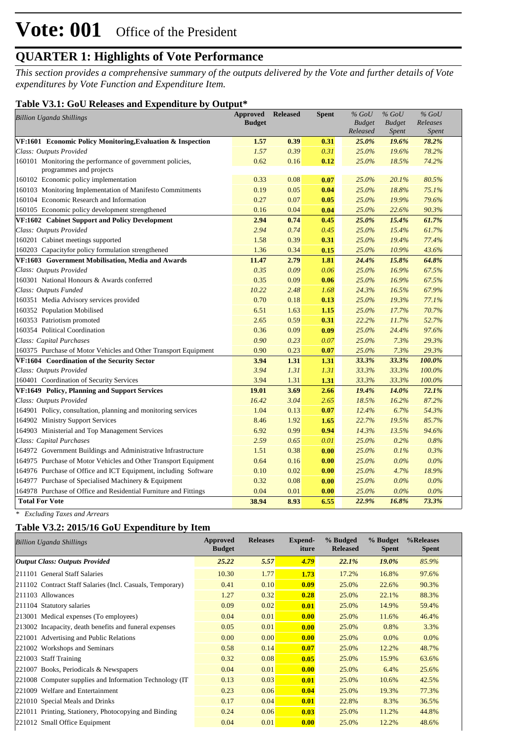# Vote: 001 Office of the President

## QUARTER 1: Highlights of Vote Performance

*This section provides a comprehensive summary of the outputs delivered by the Vote and further details of Vote expenditures by Vote Function and Expenditure Item.*

### Table V3.1: GoU Releases and Expenditure by Output*

| *Billion Uganda Shillings* | Approved Budget | Released | Spent | *% GoU Budget Released* | *% GoU Budget Spent* | *% GoU Releases Spent* |
|---|---|---|---|---|---|---|
| **VF:1601 Economic Policy Monitoring,Evaluation & Inspection** | **1.57** | **0.39** | **0.31** | ***25.0%*** | ***19.6%*** | ***78.2%*** |
| *Class: Outputs Provided* | *1.57* | *0.39* | *0.31* | *25.0%* | *19.6%* | *78.2%* |
| 160101 Monitoring the performance of government policies, programmes and projects | 0.62 | 0.16 | **0.12** | *25.0%* | *18.5%* | *74.2%* |
| 160102 Economic policy implementation | 0.33 | 0.08 | **0.07** | *25.0%* | *20.1%* | *80.5%* |
| 160103 Monitoring Implementation of Manifesto Commitments | 0.19 | 0.05 | **0.04** | *25.0%* | *18.8%* | *75.1%* |
| 160104 Economic Research and Information | 0.27 | 0.07 | **0.05** | *25.0%* | *19.9%* | *79.6%* |
| 160105 Economic policy development strengthened | 0.16 | 0.04 | **0.04** | *25.0%* | *22.6%* | *90.3%* |
| **VF:1602 Cabinet Support and Policy Development** | **2.94** | **0.74** | **0.45** | ***25.0%*** | ***15.4%*** | ***61.7%*** |
| *Class: Outputs Provided* | *2.94* | *0.74* | *0.45* | *25.0%* | *15.4%* | *61.7%* |
| 160201 Cabinet meetings supported | 1.58 | 0.39 | **0.31** | *25.0%* | *19.4%* | *77.4%* |
| 160203 Capacityfor policy formulation strengthened | 1.36 | 0.34 | **0.15** | *25.0%* | *10.9%* | *43.6%* |
| **VF:1603 Government Mobilisation, Media and Awards** | **11.47** | **2.79** | **1.81** | ***24.4%*** | ***15.8%*** | ***64.8%*** |
| *Class: Outputs Provided* | *0.35* | *0.09* | *0.06* | *25.0%* | *16.9%* | *67.5%* |
| 160301 National Honours & Awards conferred | 0.35 | 0.09 | **0.06** | *25.0%* | *16.9%* | *67.5%* |
| *Class: Outputs Funded* | *10.22* | *2.48* | *1.68* | *24.3%* | *16.5%* | *67.9%* |
| 160351 Media Advisory services provided | 0.70 | 0.18 | **0.13** | *25.0%* | *19.3%* | *77.1%* |
| 160352 Population Mobilised | 6.51 | 1.63 | **1.15** | *25.0%* | *17.7%* | *70.7%* |
| 160353 Patriotism promoted | 2.65 | 0.59 | **0.31** | *22.2%* | *11.7%* | *52.7%* |
| 160354 Political Coordination | 0.36 | 0.09 | **0.09** | *25.0%* | *24.4%* | *97.6%* |
| *Class: Capital Purchases* | *0.90* | *0.23* | *0.07* | *25.0%* | *7.3%* | *29.3%* |
| 160375 Purchase of Motor Vehicles and Other Transport Equipment | 0.90 | 0.23 | **0.07** | *25.0%* | *7.3%* | *29.3%* |
| **VF:1604 Coordination of the Security Sector** | **3.94** | **1.31** | **1.31** | ***33.3%*** | ***33.3%*** | ***100.0%*** |
| *Class: Outputs Provided* | *3.94* | *1.31* | *1.31* | *33.3%* | *33.3%* | *100.0%* |
| 160401 Coordination of Security Services | 3.94 | 1.31 | **1.31** | *33.3%* | *33.3%* | *100.0%* |
| **VF:1649 Policy, Planning and Support Services** | **19.01** | **3.69** | **2.66** | ***19.4%*** | ***14.0%*** | ***72.1%*** |
| *Class: Outputs Provided* | *16.42* | *3.04* | *2.65* | *18.5%* | *16.2%* | *87.2%* |
| 164901 Policy, consultation, planning and monitoring services | 1.04 | 0.13 | **0.07** | *12.4%* | *6.7%* | *54.3%* |
| 164902 Ministry Support Services | 8.46 | 1.92 | **1.65** | *22.7%* | *19.5%* | *85.7%* |
| 164903 Ministerial and Top Management Services | 6.92 | 0.99 | **0.94** | *14.3%* | *13.5%* | *94.6%* |
| *Class: Capital Purchases* | *2.59* | *0.65* | *0.01* | *25.0%* | *0.2%* | *0.8%* |
| 164972 Government Buildings and Administrative Infrastructure | 1.51 | 0.38 | **0.00** | *25.0%* | *0.1%* | *0.3%* |
| 164975 Purchase of Motor Vehicles and Other Transport Equipment | 0.64 | 0.16 | **0.00** | *25.0%* | *0.0%* | *0.0%* |
| 164976 Purchase of Office and ICT Equipment, including Software | 0.10 | 0.02 | **0.00** | *25.0%* | *4.7%* | *18.9%* |
| 164977 Purchase of Specialised Machinery & Equipment | 0.32 | 0.08 | **0.00** | *25.0%* | *0.0%* | *0.0%* |
| 164978 Purchase of Office and Residential Furniture and Fittings | 0.04 | 0.01 | **0.00** | *25.0%* | *0.0%* | *0.0%* |
| **Total For Vote** | **38.94** | **8.93** | **6.55** | ***22.9%*** | ***16.8%*** | ***73.3%*** |

*\* Excluding Taxes and Arrears*

### Table V3.2: 2015/16 GoU Expenditure by Item

| *Billion Uganda Shillings* | Approved Budget | Releases | Expend-iture | % Budged Released | % Budget Spent | %Releases Spent |
|---|---|---|---|---|---|---|
| ***Output Class: Outputs Provided*** | ***25.22*** | ***5.57*** | ***4.79*** | ***22.1%*** | ***19.0%*** | ***85.9%*** |
| 211101 General Staff Salaries | 10.30 | 1.77 | **1.73** | 17.2% | 16.8% | 97.6% |
| 211102 Contract Staff Salaries (Incl. Casuals, Temporary) | 0.41 | 0.10 | **0.09** | 25.0% | 22.6% | 90.3% |
| 211103 Allowances | 1.27 | 0.32 | **0.28** | 25.0% | 22.1% | 88.3% |
| 211104 Statutory salaries | 0.09 | 0.02 | **0.01** | 25.0% | 14.9% | 59.4% |
| 213001 Medical expenses (To employees) | 0.04 | 0.01 | **0.00** | 25.0% | 11.6% | 46.4% |
| 213002 Incapacity, death benefits and funeral expenses | 0.05 | 0.01 | **0.00** | 25.0% | 0.8% | 3.3% |
| 221001 Advertising and Public Relations | 0.00 | 0.00 | **0.00** | 25.0% | 0.0% | 0.0% |
| 221002 Workshops and Seminars | 0.58 | 0.14 | **0.07** | 25.0% | 12.2% | 48.7% |
| 221003 Staff Training | 0.32 | 0.08 | **0.05** | 25.0% | 15.9% | 63.6% |
| 221007 Books, Periodicals & Newspapers | 0.04 | 0.01 | **0.00** | 25.0% | 6.4% | 25.6% |
| 221008 Computer supplies and Information Technology (IT | 0.13 | 0.03 | **0.01** | 25.0% | 10.6% | 42.5% |
| 221009 Welfare and Entertainment | 0.23 | 0.06 | **0.04** | 25.0% | 19.3% | 77.3% |
| 221010 Special Meals and Drinks | 0.17 | 0.04 | **0.01** | 22.8% | 8.3% | 36.5% |
| 221011 Printing, Stationery, Photocopying and Binding | 0.24 | 0.06 | **0.03** | 25.0% | 11.2% | 44.8% |
| 221012 Small Office Equipment | 0.04 | 0.01 | **0.00** | 25.0% | 12.2% | 48.6% |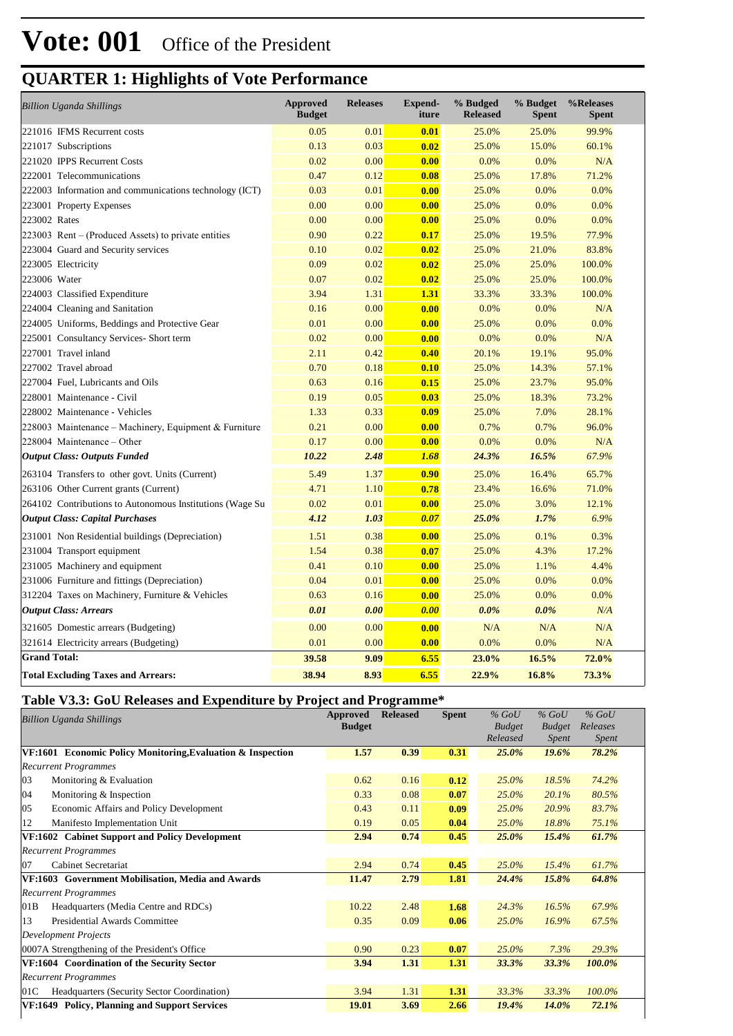# Vote: 001 Office of the President

## QUARTER 1: Highlights of Vote Performance

| *Billion Uganda Shillings* | Approved Budget | Releases | Expend-iture | % Budged Released | % Budget Spent | %Releases Spent |
|---|---|---|---|---|---|---|
| 221016 IFMS Recurrent costs | 0.05 | 0.01 | **0.01** | 25.0% | 25.0% | 99.9% |
| 221017 Subscriptions | 0.13 | 0.03 | **0.02** | 25.0% | 15.0% | 60.1% |
| 221020 IPPS Recurrent Costs | 0.02 | 0.00 | **0.00** | 0.0% | 0.0% | N/A |
| 222001 Telecommunications | 0.47 | 0.12 | **0.08** | 25.0% | 17.8% | 71.2% |
| 222003 Information and communications technology (ICT) | 0.03 | 0.01 | **0.00** | 25.0% | 0.0% | 0.0% |
| 223001 Property Expenses | 0.00 | 0.00 | **0.00** | 25.0% | 0.0% | 0.0% |
| 223002 Rates | 0.00 | 0.00 | **0.00** | 25.0% | 0.0% | 0.0% |
| 223003 Rent – (Produced Assets) to private entities | 0.90 | 0.22 | **0.17** | 25.0% | 19.5% | 77.9% |
| 223004 Guard and Security services | 0.10 | 0.02 | **0.02** | 25.0% | 21.0% | 83.8% |
| 223005 Electricity | 0.09 | 0.02 | **0.02** | 25.0% | 25.0% | 100.0% |
| 223006 Water | 0.07 | 0.02 | **0.02** | 25.0% | 25.0% | 100.0% |
| 224003 Classified Expenditure | 3.94 | 1.31 | **1.31** | 33.3% | 33.3% | 100.0% |
| 224004 Cleaning and Sanitation | 0.16 | 0.00 | **0.00** | 0.0% | 0.0% | N/A |
| 224005 Uniforms, Beddings and Protective Gear | 0.01 | 0.00 | **0.00** | 25.0% | 0.0% | 0.0% |
| 225001 Consultancy Services- Short term | 0.02 | 0.00 | **0.00** | 0.0% | 0.0% | N/A |
| 227001 Travel inland | 2.11 | 0.42 | **0.40** | 20.1% | 19.1% | 95.0% |
| 227002 Travel abroad | 0.70 | 0.18 | **0.10** | 25.0% | 14.3% | 57.1% |
| 227004 Fuel, Lubricants and Oils | 0.63 | 0.16 | **0.15** | 25.0% | 23.7% | 95.0% |
| 228001 Maintenance - Civil | 0.19 | 0.05 | **0.03** | 25.0% | 18.3% | 73.2% |
| 228002 Maintenance - Vehicles | 1.33 | 0.33 | **0.09** | 25.0% | 7.0% | 28.1% |
| 228003 Maintenance – Machinery, Equipment & Furniture | 0.21 | 0.00 | **0.00** | 0.7% | 0.7% | 96.0% |
| 228004 Maintenance – Other | 0.17 | 0.00 | **0.00** | 0.0% | 0.0% | N/A |
| ***Output Class: Outputs Funded*** | ***10.22*** | ***2.48*** | ***1.68*** | ***24.3%*** | ***16.5%*** | ***67.9%*** |
| 263104 Transfers to other govt. Units (Current) | 5.49 | 1.37 | **0.90** | 25.0% | 16.4% | 65.7% |
| 263106 Other Current grants (Current) | 4.71 | 1.10 | **0.78** | 23.4% | 16.6% | 71.0% |
| 264102 Contributions to Autonomous Institutions (Wage Su | 0.02 | 0.01 | **0.00** | 25.0% | 3.0% | 12.1% |
| ***Output Class: Capital Purchases*** | ***4.12*** | ***1.03*** | ***0.07*** | ***25.0%*** | ***1.7%*** | ***6.9%*** |
| 231001 Non Residential buildings (Depreciation) | 1.51 | 0.38 | **0.00** | 25.0% | 0.1% | 0.3% |
| 231004 Transport equipment | 1.54 | 0.38 | **0.07** | 25.0% | 4.3% | 17.2% |
| 231005 Machinery and equipment | 0.41 | 0.10 | **0.00** | 25.0% | 1.1% | 4.4% |
| 231006 Furniture and fittings (Depreciation) | 0.04 | 0.01 | **0.00** | 25.0% | 0.0% | 0.0% |
| 312204 Taxes on Machinery, Furniture & Vehicles | 0.63 | 0.16 | **0.00** | 25.0% | 0.0% | 0.0% |
| ***Output Class: Arrears*** | ***0.01*** | ***0.00*** | ***0.00*** | ***0.0%*** | ***0.0%*** | ***N/A*** |
| 321605 Domestic arrears (Budgeting) | 0.00 | 0.00 | **0.00** | N/A | N/A | N/A |
| 321614 Electricity arrears (Budgeting) | 0.01 | 0.00 | **0.00** | 0.0% | 0.0% | N/A |
| **Grand Total:** | **39.58** | **9.09** | **6.55** | **23.0%** | **16.5%** | **72.0%** |
| **Total Excluding Taxes and Arrears:** | **38.94** | **8.93** | **6.55** | **22.9%** | **16.8%** | **73.3%** |

## Table V3.3: GoU Releases and Expenditure by Project and Programme*

| *Billion Uganda Shillings* | Approved Budget | Released | Spent | *% GoU Budget Released* | *% GoU Budget Spent* | *% GoU Releases Spent* |
|---|---|---|---|---|---|---|
| **VF:1601 Economic Policy Monitoring,Evaluation & Inspection** | **1.57** | **0.39** | **0.31** | ***25.0%*** | ***19.6%*** | ***78.2%*** |
| *Recurrent Programmes* | | | | | | |
| 03 Monitoring & Evaluation | 0.62 | 0.16 | **0.12** | *25.0%* | *18.5%* | *74.2%* |
| 04 Monitoring & Inspection | 0.33 | 0.08 | **0.07** | *25.0%* | *20.1%* | *80.5%* |
| 05 Economic Affairs and Policy Development | 0.43 | 0.11 | **0.09** | *25.0%* | *20.9%* | *83.7%* |
| 12 Manifesto Implementation Unit | 0.19 | 0.05 | **0.04** | *25.0%* | *18.8%* | *75.1%* |
| **VF:1602 Cabinet Support and Policy Development** | **2.94** | **0.74** | **0.45** | ***25.0%*** | ***15.4%*** | ***61.7%*** |
| *Recurrent Programmes* | | | | | | |
| 07 Cabinet Secretariat | 2.94 | 0.74 | **0.45** | *25.0%* | *15.4%* | *61.7%* |
| **VF:1603 Government Mobilisation, Media and Awards** | **11.47** | **2.79** | **1.81** | ***24.4%*** | ***15.8%*** | ***64.8%*** |
| *Recurrent Programmes* | | | | | | |
| 01B Headquarters (Media Centre and RDCs) | 10.22 | 2.48 | **1.68** | *24.3%* | *16.5%* | *67.9%* |
| 13 Presidential Awards Committee | 0.35 | 0.09 | **0.06** | *25.0%* | *16.9%* | *67.5%* |
| *Development Projects* | | | | | | |
| 0007A Strengthening of the President's Office | 0.90 | 0.23 | **0.07** | *25.0%* | *7.3%* | *29.3%* |
| **VF:1604 Coordination of the Security Sector** | **3.94** | **1.31** | **1.31** | ***33.3%*** | ***33.3%*** | ***100.0%*** |
| *Recurrent Programmes* | | | | | | |
| 01C Headquarters (Security Sector Coordination) | 3.94 | 1.31 | **1.31** | *33.3%* | *33.3%* | *100.0%* |
| **VF:1649 Policy, Planning and Support Services** | **19.01** | **3.69** | **2.66** | ***19.4%*** | ***14.0%*** | ***72.1%*** |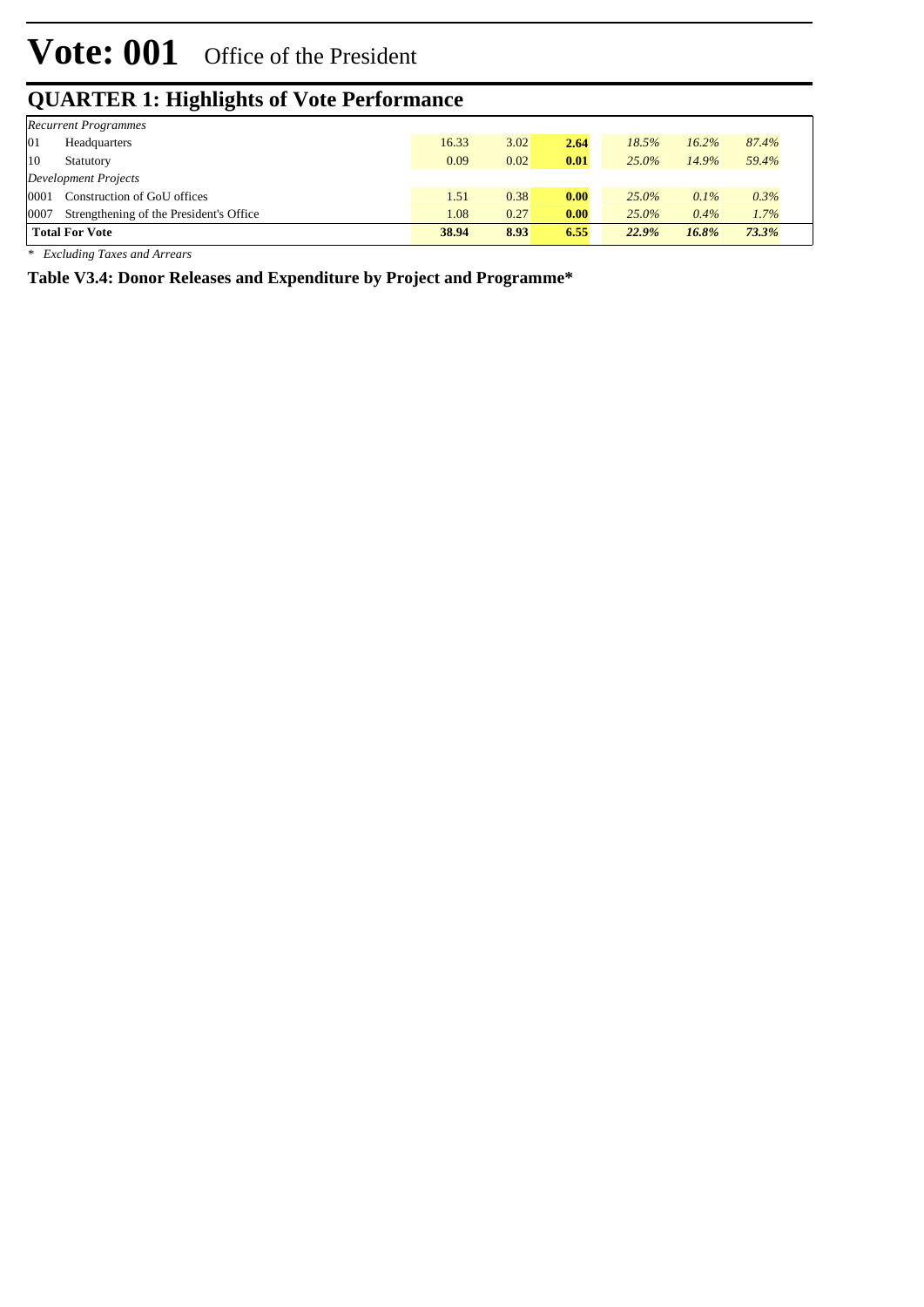# Vote: 001 Office of the President

## QUARTER 1: Highlights of Vote Performance

| | | | | | | | |
|---|---|---|---|---|---|---|---|
| *Recurrent Programmes* | | | | | | | |
| 01 | Headquarters | 16.33 | 3.02 | **2.64** | *18.5%* | *16.2%* | *87.4%* |
| 10 | Statutory | 0.09 | 0.02 | **0.01** | *25.0%* | *14.9%* | *59.4%* |
| *Development Projects* | | | | | | | |
| 0001 | Construction of GoU offices | 1.51 | 0.38 | **0.00** | *25.0%* | *0.1%* | *0.3%* |
| 0007 | Strengthening of the President's Office | 1.08 | 0.27 | **0.00** | *25.0%* | *0.4%* | *1.7%* |
| **Total For Vote** | | **38.94** | **8.93** | **6.55** | ***22.9%*** | ***16.8%*** | ***73.3%*** |

\* *Excluding Taxes and Arrears*

**Table V3.4: Donor Releases and Expenditure by Project and Programme***